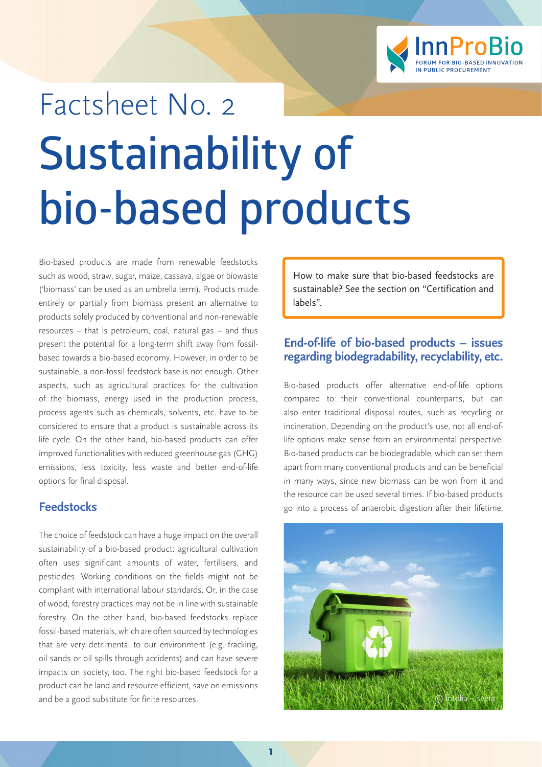Factsheet No. 2

# Sustainability of bio-based products

Bio-based products are made from renewable feedstocks such as wood, straw, sugar, maize, cassava, algae or biowaste ('biomass' can be used as an umbrella term). Products made entirely or partially from biomass present an alternative to products solely produced by conventional and non-renewable resources – that is petroleum, coal, natural gas – and thus present the potential for a long-term shift away from fossil-based towards a bio-based economy. However, in order to be sustainable, a non-fossil feedstock base is not enough. Other aspects, such as agricultural practices for the cultivation of the biomass, energy used in the production process, process agents such as chemicals, solvents, etc. have to be considered to ensure that a product is sustainable across its life cycle. On the other hand, bio-based products can offer improved functionalities with reduced greenhouse gas (GHG) emissions, less toxicity, less waste and better end-of-life options for final disposal.

## Feedstocks

The choice of feedstock can have a huge impact on the overall sustainability of a bio-based product: agricultural cultivation often uses significant amounts of water, fertilisers, and pesticides. Working conditions on the fields might not be compliant with international labour standards. Or, in the case of wood, forestry practices may not be in line with sustainable forestry. On the other hand, bio-based feedstocks replace fossil-based materials, which are often sourced by technologies that are very detrimental to our environment (e.g. fracking, oil sands or oil spills through accidents) and can have severe impacts on society, too. The right bio-based feedstock for a product can be land and resource efficient, save on emissions and be a good substitute for finite resources.

How to make sure that bio-based feedstocks are sustainable? See the section on "Certification and labels".

## End-of-life of bio-based products – issues regarding biodegradability, recyclability, etc.

Bio-based products offer alternative end-of-life options compared to their conventional counterparts, but can also enter traditional disposal routes, such as recycling or incineration. Depending on the product's use, not all end-of-life options make sense from an environmental perspective. Bio-based products can be biodegradable, which can set them apart from many conventional products and can be beneficial in many ways, since new biomass can be won from it and the resource can be used several times. If bio-based products go into a process of anaerobic digestion after their lifetime,

© fotolia – sveta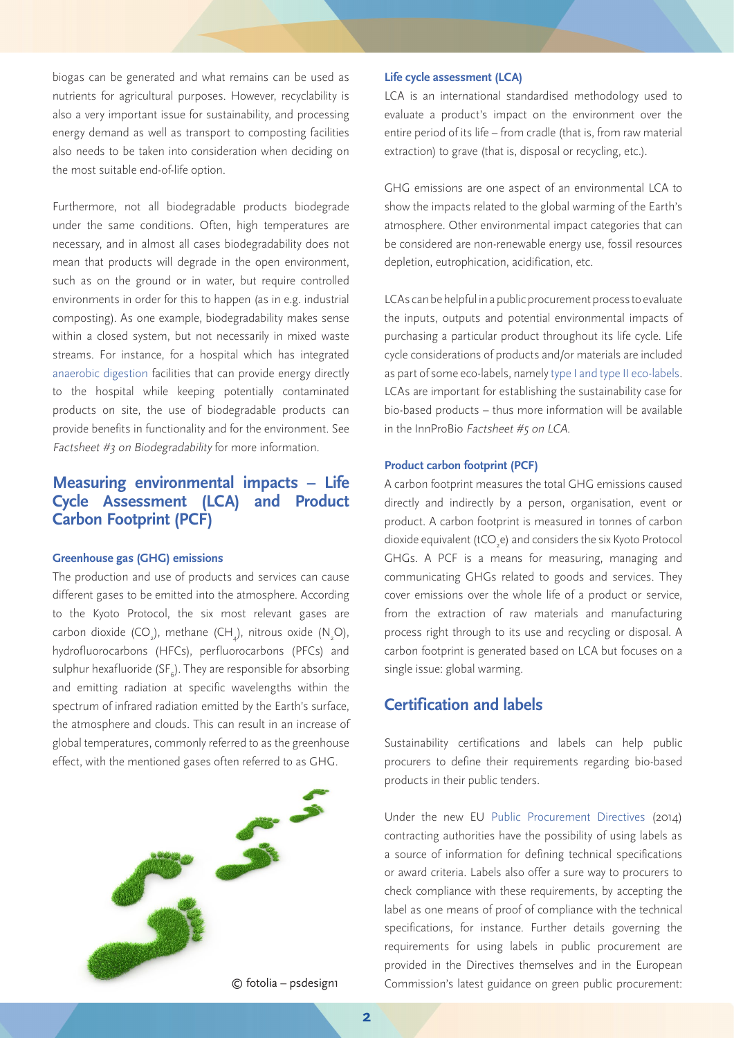biogas can be generated and what remains can be used as nutrients for agricultural purposes. However, recyclability is also a very important issue for sustainability, and processing energy demand as well as transport to composting facilities also needs to be taken into consideration when deciding on the most suitable end-of-life option.

Furthermore, not all biodegradable products biodegrade under the same conditions. Often, high temperatures are necessary, and in almost all cases biodegradability does not mean that products will degrade in the open environment, such as on the ground or in water, but require controlled environments in order for this to happen (as in e.g. industrial composting). As one example, biodegradability makes sense within a closed system, but not necessarily in mixed waste streams. For instance, for a hospital which has integrated anaerobic digestion facilities that can provide energy directly to the hospital while keeping potentially contaminated products on site, the use of biodegradable products can provide benefits in functionality and for the environment. See *Factsheet #3 on Biodegradability* for more information.

## Measuring environmental impacts – Life Cycle Assessment (LCA) and Product Carbon Footprint (PCF)

#### Greenhouse gas (GHG) emissions

The production and use of products and services can cause different gases to be emitted into the atmosphere. According to the Kyoto Protocol, the six most relevant gases are carbon dioxide ($CO_2$), methane ($CH_4$), nitrous oxide ($N_2O$), hydrofluorocarbons (HFCs), perfluorocarbons (PFCs) and sulphur hexafluoride ($SF_6$). They are responsible for absorbing and emitting radiation at specific wavelengths within the spectrum of infrared radiation emitted by the Earth's surface, the atmosphere and clouds. This can result in an increase of global temperatures, commonly referred to as the greenhouse effect, with the mentioned gases often referred to as GHG.

© fotolia – psdesign1

#### Life cycle assessment (LCA)

LCA is an international standardised methodology used to evaluate a product's impact on the environment over the entire period of its life – from cradle (that is, from raw material extraction) to grave (that is, disposal or recycling, etc.).

GHG emissions are one aspect of an environmental LCA to show the impacts related to the global warming of the Earth's atmosphere. Other environmental impact categories that can be considered are non-renewable energy use, fossil resources depletion, eutrophication, acidification, etc.

LCAs can be helpful in a public procurement process to evaluate the inputs, outputs and potential environmental impacts of purchasing a particular product throughout its life cycle. Life cycle considerations of products and/or materials are included as part of some eco-labels, namely type I and type II eco-labels. LCAs are important for establishing the sustainability case for bio-based products – thus more information will be available in the InnProBio *Factsheet #5 on LCA*.

#### Product carbon footprint (PCF)

A carbon footprint measures the total GHG emissions caused directly and indirectly by a person, organisation, event or product. A carbon footprint is measured in tonnes of carbon dioxide equivalent ($tCO_2e$) and considers the six Kyoto Protocol GHGs. A PCF is a means for measuring, managing and communicating GHGs related to goods and services. They cover emissions over the whole life of a product or service, from the extraction of raw materials and manufacturing process right through to its use and recycling or disposal. A carbon footprint is generated based on LCA but focuses on a single issue: global warming.

## Certification and labels

Sustainability certifications and labels can help public procurers to define their requirements regarding bio-based products in their public tenders.

Under the new EU Public Procurement Directives (2014) contracting authorities have the possibility of using labels as a source of information for defining technical specifications or award criteria. Labels also offer a sure way to procurers to check compliance with these requirements, by accepting the label as one means of proof of compliance with the technical specifications, for instance. Further details governing the requirements for using labels in public procurement are provided in the Directives themselves and in the European Commission's latest guidance on green public procurement: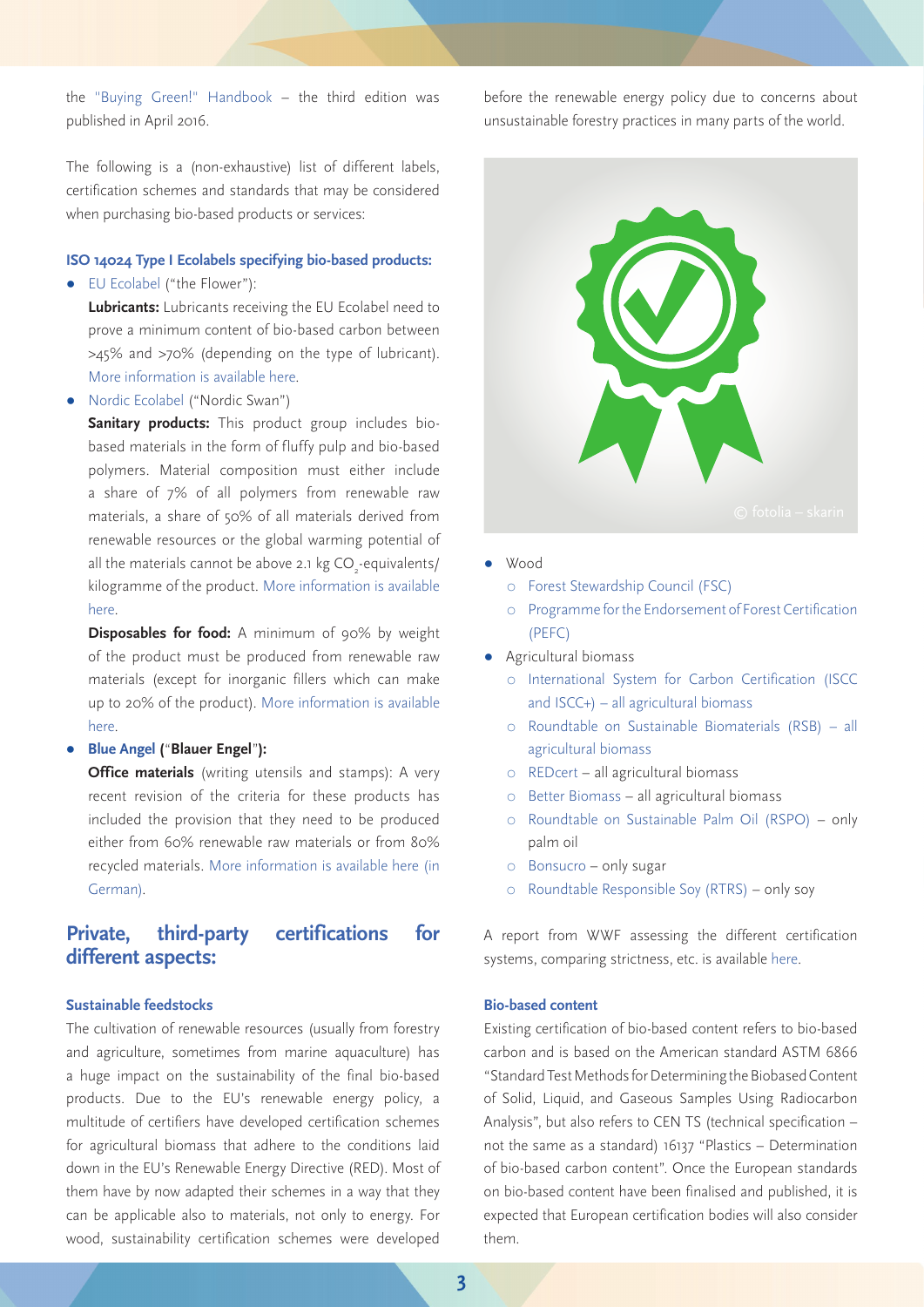the "Buying Green!" Handbook – the third edition was published in April 2016.

The following is a (non-exhaustive) list of different labels, certification schemes and standards that may be considered when purchasing bio-based products or services:

**ISO 14024 Type I Ecolabels specifying bio-based products:**

- EU Ecolabel ("the Flower"):

  **Lubricants:** Lubricants receiving the EU Ecolabel need to prove a minimum content of bio-based carbon between >45% and >70% (depending on the type of lubricant). More information is available here.

- Nordic Ecolabel ("Nordic Swan")

  **Sanitary products:** This product group includes bio-based materials in the form of fluffy pulp and bio-based polymers. Material composition must either include a share of 7% of all polymers from renewable raw materials, a share of 50% of all materials derived from renewable resources or the global warming potential of all the materials cannot be above 2.1 kg $CO_2$-equivalents/kilogramme of the product. More information is available here.

  **Disposables for food:** A minimum of 90% by weight of the product must be produced from renewable raw materials (except for inorganic fillers which can make up to 20% of the product). More information is available here.

- **Blue Angel ("Blauer Engel"):**

  **Office materials** (writing utensils and stamps): A very recent revision of the criteria for these products has included the provision that they need to be produced either from 60% renewable raw materials or from 80% recycled materials. More information is available here (in German).

## Private, third-party certifications for different aspects:

### Sustainable feedstocks

The cultivation of renewable resources (usually from forestry and agriculture, sometimes from marine aquaculture) has a huge impact on the sustainability of the final bio-based products. Due to the EU's renewable energy policy, a multitude of certifiers have developed certification schemes for agricultural biomass that adhere to the conditions laid down in the EU's Renewable Energy Directive (RED). Most of them have by now adapted their schemes in a way that they can be applicable also to materials, not only to energy. For wood, sustainability certification schemes were developed before the renewable energy policy due to concerns about unsustainable forestry practices in many parts of the world.

- Wood
  - Forest Stewardship Council (FSC)
  - Programme for the Endorsement of Forest Certification (PEFC)
- Agricultural biomass
  - International System for Carbon Certification (ISCC and ISCC+) – all agricultural biomass
  - Roundtable on Sustainable Biomaterials (RSB) – all agricultural biomass
  - REDcert – all agricultural biomass
  - Better Biomass – all agricultural biomass
  - Roundtable on Sustainable Palm Oil (RSPO) – only palm oil
  - Bonsucro – only sugar
  - Roundtable Responsible Soy (RTRS) – only soy

A report from WWF assessing the different certification systems, comparing strictness, etc. is available here.

### Bio-based content

Existing certification of bio-based content refers to bio-based carbon and is based on the American standard ASTM 6866 "Standard Test Methods for Determining the Biobased Content of Solid, Liquid, and Gaseous Samples Using Radiocarbon Analysis", but also refers to CEN TS (technical specification – not the same as a standard) 16137 "Plastics – Determination of bio-based carbon content". Once the European standards on bio-based content have been finalised and published, it is expected that European certification bodies will also consider them.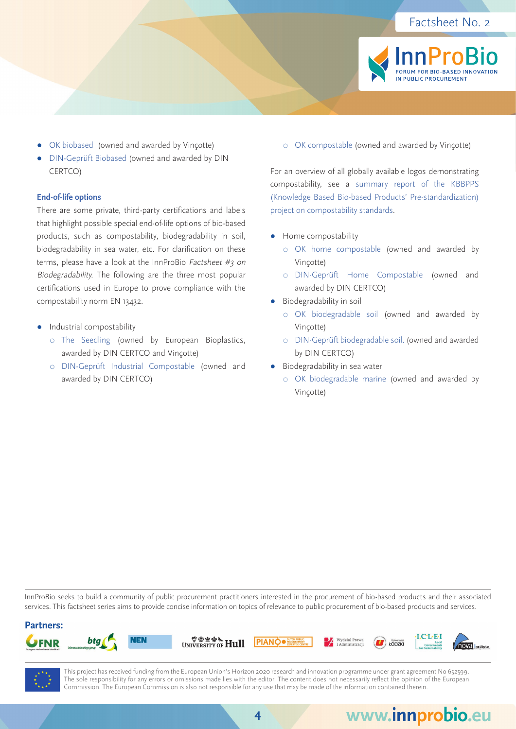- OK biobased (owned and awarded by Vinçotte)
- DIN-Geprüft Biobased (owned and awarded by DIN CERTCO)

**End-of-life options**

There are some private, third-party certifications and labels that highlight possible special end-of-life options of bio-based products, such as compostability, biodegradability in soil, biodegradability in sea water, etc. For clarification on these terms, please have a look at the InnProBio *Factsheet #3 on Biodegradability*. The following are the three most popular certifications used in Europe to prove compliance with the compostability norm EN 13432.

- Industrial compostability
  - The Seedling (owned by European Bioplastics, awarded by DIN CERTCO and Vinçotte)
  - DIN-Geprüft Industrial Compostable (owned and awarded by DIN CERTCO)
  - OK compostable (owned and awarded by Vinçotte)

For an overview of all globally available logos demonstrating compostability, see a summary report of the KBBPPS (Knowledge Based Bio-based Products' Pre-standardization) project on compostability standards.

- Home compostability
  - OK home compostable (owned and awarded by Vinçotte)
  - DIN-Geprüft Home Compostable (owned and awarded by DIN CERTCO)
- Biodegradability in soil
  - OK biodegradable soil (owned and awarded by Vinçotte)
  - DIN-Geprüft biodegradable soil. (owned and awarded by DIN CERTCO)
- Biodegradability in sea water
  - OK biodegradable marine (owned and awarded by Vinçotte)

InnProBio seeks to build a community of public procurement practitioners interested in the procurement of bio-based products and their associated services. This factsheet series aims to provide concise information on topics of relevance to public procurement of bio-based products and services.

**Partners:**

This project has received funding from the European Union's Horizon 2020 research and innovation programme under grant agreement No 652599. The sole responsibility for any errors or omissions made lies with the editor. The content does not necessarily reflect the opinion of the European Commission. The European Commission is also not responsible for any use that may be made of the information contained therein.

www.innprobio.eu